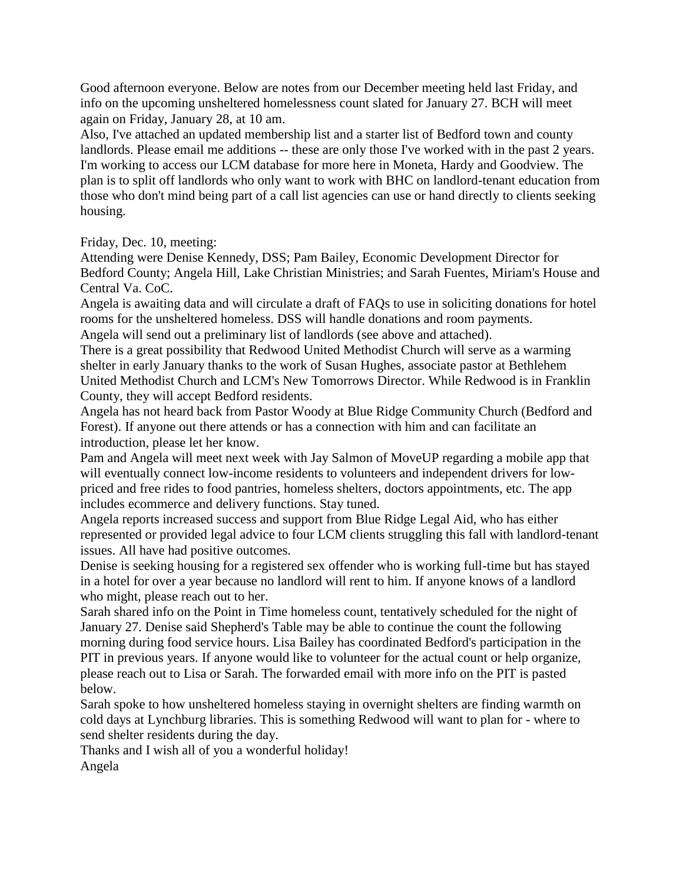Good afternoon everyone. Below are notes from our December meeting held last Friday, and info on the upcoming unsheltered homelessness count slated for January 27. BCH will meet again on Friday, January 28, at 10 am.

Also, I've attached an updated membership list and a starter list of Bedford town and county landlords. Please email me additions -- these are only those I've worked with in the past 2 years. I'm working to access our LCM database for more here in Moneta, Hardy and Goodview. The plan is to split off landlords who only want to work with BHC on landlord-tenant education from those who don't mind being part of a call list agencies can use or hand directly to clients seeking housing.

Friday, Dec. 10, meeting:

Attending were Denise Kennedy, DSS; Pam Bailey, Economic Development Director for Bedford County; Angela Hill, Lake Christian Ministries; and Sarah Fuentes, Miriam's House and Central Va. CoC.

Angela is awaiting data and will circulate a draft of FAQs to use in soliciting donations for hotel rooms for the unsheltered homeless. DSS will handle donations and room payments.

Angela will send out a preliminary list of landlords (see above and attached).

There is a great possibility that Redwood United Methodist Church will serve as a warming shelter in early January thanks to the work of Susan Hughes, associate pastor at Bethlehem United Methodist Church and LCM's New Tomorrows Director. While Redwood is in Franklin County, they will accept Bedford residents.

Angela has not heard back from Pastor Woody at Blue Ridge Community Church (Bedford and Forest). If anyone out there attends or has a connection with him and can facilitate an introduction, please let her know.

Pam and Angela will meet next week with Jay Salmon of MoveUP regarding a mobile app that will eventually connect low-income residents to volunteers and independent drivers for low-priced and free rides to food pantries, homeless shelters, doctors appointments, etc. The app includes ecommerce and delivery functions. Stay tuned.

Angela reports increased success and support from Blue Ridge Legal Aid, who has either represented or provided legal advice to four LCM clients struggling this fall with landlord-tenant issues. All have had positive outcomes.

Denise is seeking housing for a registered sex offender who is working full-time but has stayed in a hotel for over a year because no landlord will rent to him. If anyone knows of a landlord who might, please reach out to her.

Sarah shared info on the Point in Time homeless count, tentatively scheduled for the night of January 27. Denise said Shepherd's Table may be able to continue the count the following morning during food service hours. Lisa Bailey has coordinated Bedford's participation in the PIT in previous years. If anyone would like to volunteer for the actual count or help organize, please reach out to Lisa or Sarah. The forwarded email with more info on the PIT is pasted below.

Sarah spoke to how unsheltered homeless staying in overnight shelters are finding warmth on cold days at Lynchburg libraries. This is something Redwood will want to plan for - where to send shelter residents during the day.

Thanks and I wish all of you a wonderful holiday!

Angela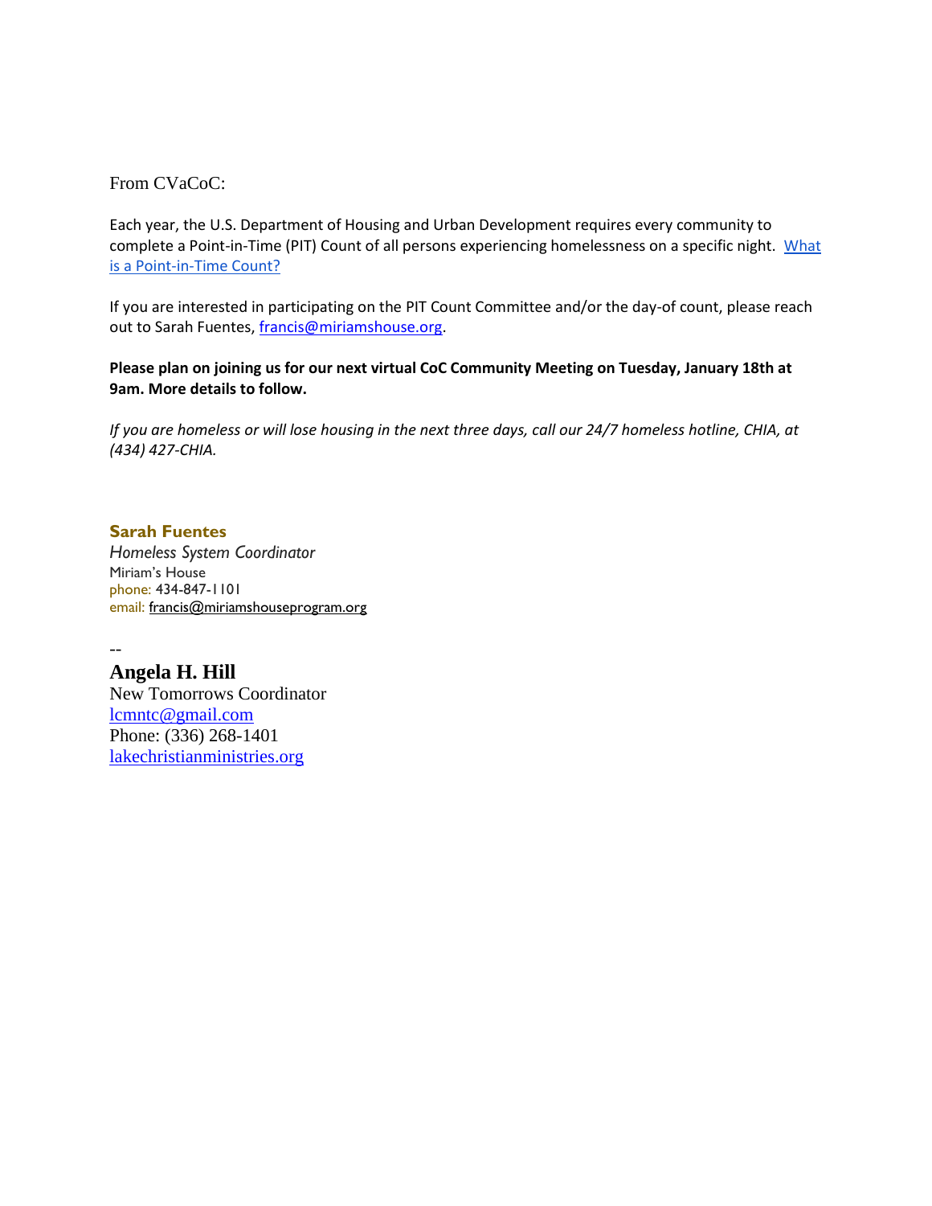From CVaCoC:

Each year, the U.S. Department of Housing and Urban Development requires every community to complete a Point-in-Time (PIT) Count of all persons experiencing homelessness on a specific night. [What is a Point-in-Time Count?]

If you are interested in participating on the PIT Count Committee and/or the day-of count, please reach out to Sarah Fuentes, francis@miriamshouse.org.

**Please plan on joining us for our next virtual CoC Community Meeting on Tuesday, January 18th at 9am. More details to follow.**

*If you are homeless or will lose housing in the next three days, call our 24/7 homeless hotline, CHIA, at (434) 427-CHIA.*

**Sarah Fuentes**
*Homeless System Coordinator*
Miriam's House
phone: 434-847-1101
email: francis@miriamshouseprogram.org

--

**Angela H. Hill**
New Tomorrows Coordinator
lcmntc@gmail.com
Phone: (336) 268-1401
lakechristianministries.org